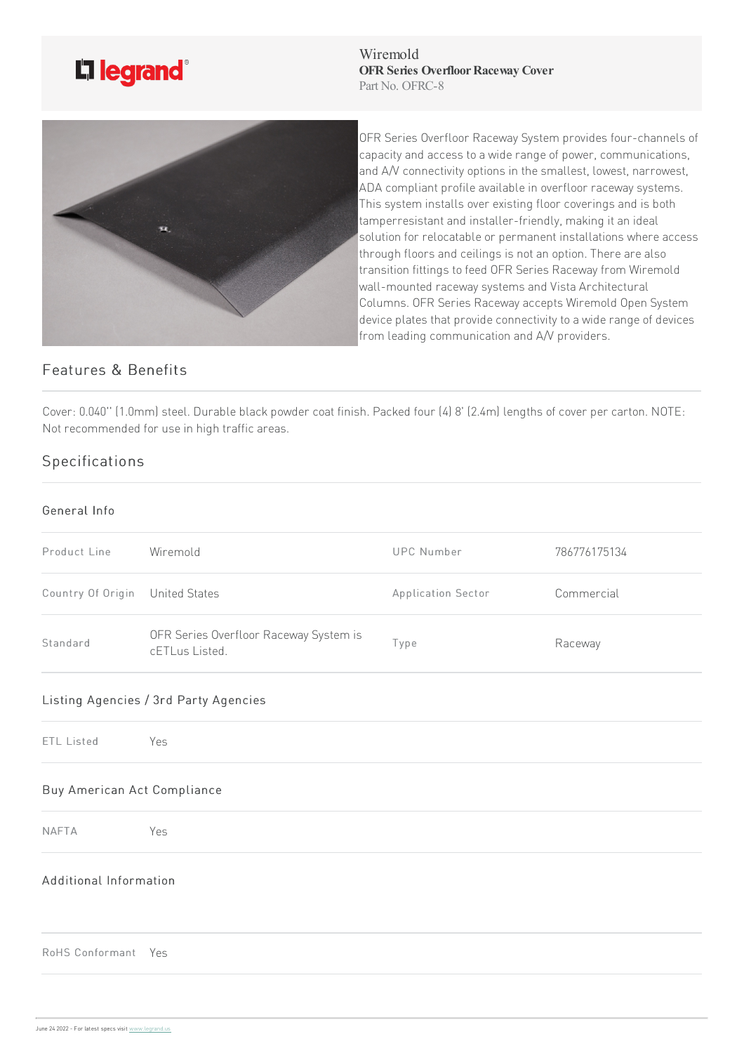Wiremold
**OFR Series Overfloor Raceway Cover**
Part No. OFRC-8

OFR Series Overfloor Raceway System provides four-channels of capacity and access to a wide range of power, communications, and A/V connectivity options in the smallest, lowest, narrowest, ADA compliant profile available in overfloor raceway systems. This system installs over existing floor coverings and is both tamperresistant and installer-friendly, making it an ideal solution for relocatable or permanent installations where access through floors and ceilings is not an option. There are also transition fittings to feed OFR Series Raceway from Wiremold wall-mounted raceway systems and Vista Architectural Columns. OFR Series Raceway accepts Wiremold Open System device plates that provide connectivity to a wide range of devices from leading communication and A/V providers.

## Features & Benefits

Cover: 0.040'' (1.0mm) steel. Durable black powder coat finish. Packed four (4) 8' (2.4m) lengths of cover per carton. NOTE: Not recommended for use in high traffic areas.

## Specifications

### General Info

| | | | |
|---|---|---|---|
| Product Line | Wiremold | UPC Number | 786776175134 |
| Country Of Origin | United States | Application Sector | Commercial |
| Standard | OFR Series Overfloor Raceway System is cETLus Listed. | Type | Raceway |

### Listing Agencies / 3rd Party Agencies

| | |
|---|---|
| ETL Listed | Yes |

### Buy American Act Compliance

| | |
|---|---|
| NAFTA | Yes |

### Additional Information

| | |
|---|---|
| RoHS Conformant | Yes |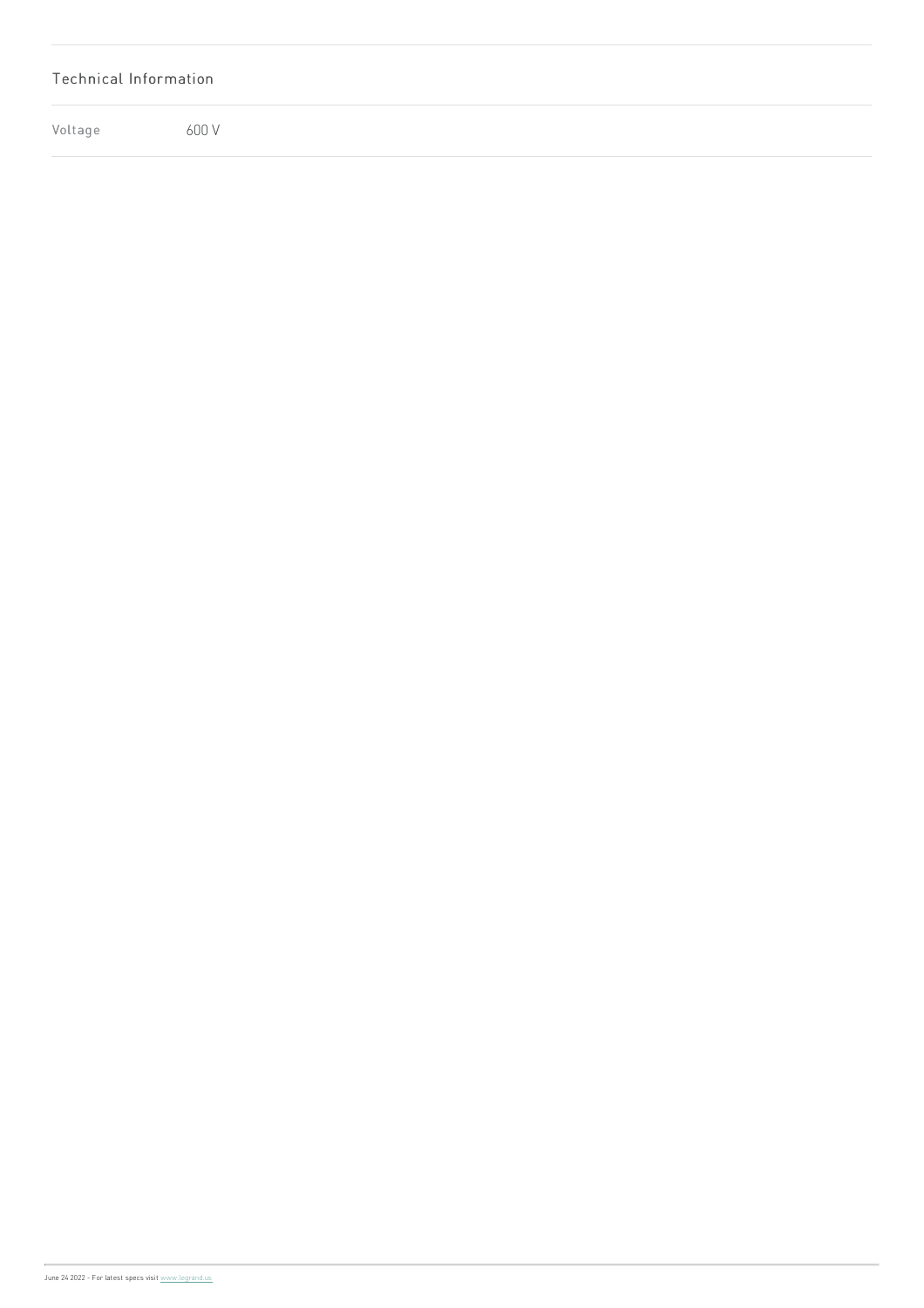## Technical Information

| | |
|---|---|
| Voltage | 600 V |